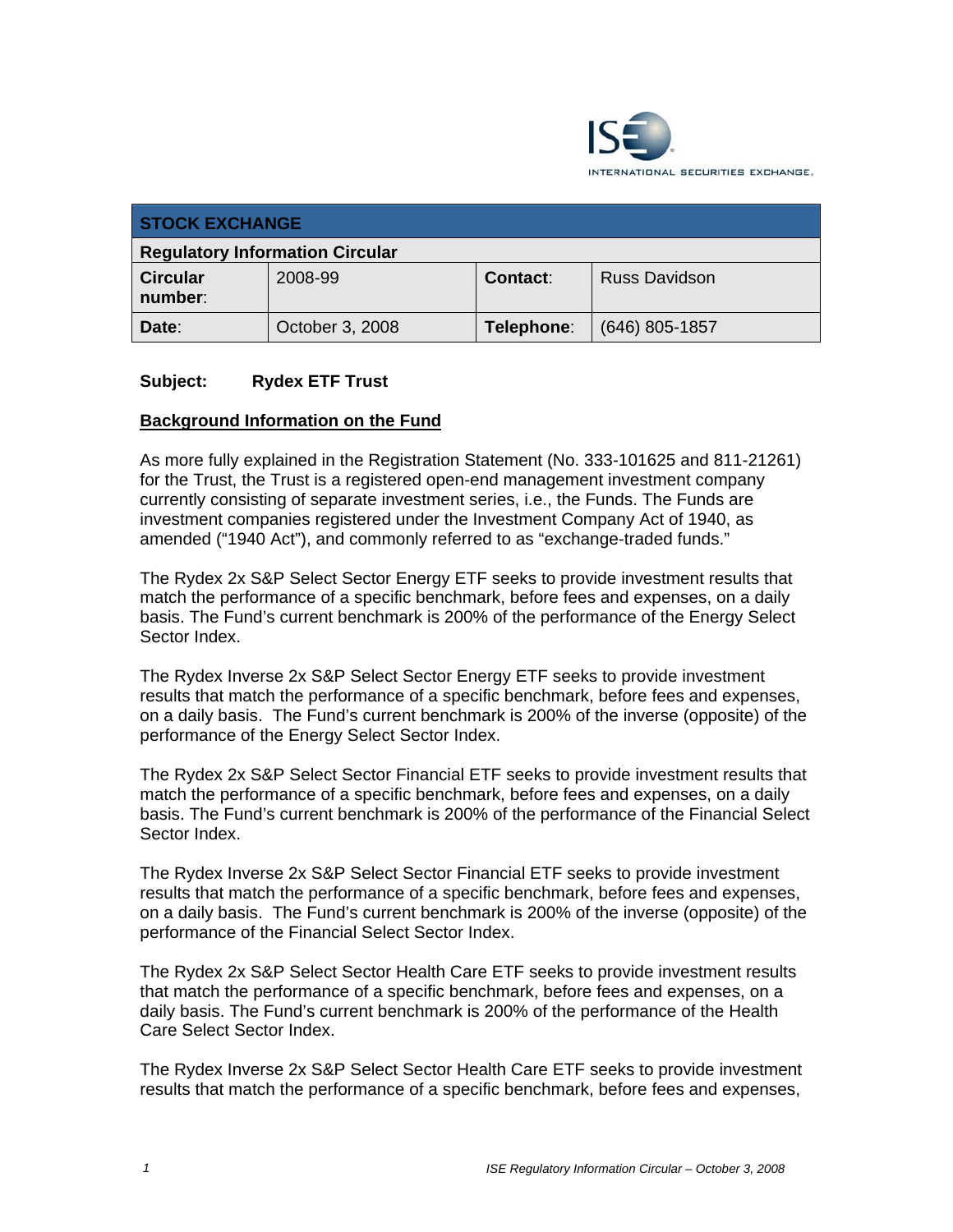| STOCK EXCHANGE | | | |
|---|---|---|---|
| **Regulatory Information Circular** | | | |
| **Circular number**: | 2008-99 | **Contact**: | Russ Davidson |
| **Date**: | October 3, 2008 | **Telephone**: | (646) 805-1857 |

**Subject: Rydex ETF Trust**

**Background Information on the Fund**

As more fully explained in the Registration Statement (No. 333-101625 and 811-21261) for the Trust, the Trust is a registered open-end management investment company currently consisting of separate investment series, i.e., the Funds. The Funds are investment companies registered under the Investment Company Act of 1940, as amended ("1940 Act"), and commonly referred to as "exchange-traded funds."

The Rydex 2x S&P Select Sector Energy ETF seeks to provide investment results that match the performance of a specific benchmark, before fees and expenses, on a daily basis. The Fund's current benchmark is 200% of the performance of the Energy Select Sector Index.

The Rydex Inverse 2x S&P Select Sector Energy ETF seeks to provide investment results that match the performance of a specific benchmark, before fees and expenses, on a daily basis. The Fund's current benchmark is 200% of the inverse (opposite) of the performance of the Energy Select Sector Index.

The Rydex 2x S&P Select Sector Financial ETF seeks to provide investment results that match the performance of a specific benchmark, before fees and expenses, on a daily basis. The Fund's current benchmark is 200% of the performance of the Financial Select Sector Index.

The Rydex Inverse 2x S&P Select Sector Financial ETF seeks to provide investment results that match the performance of a specific benchmark, before fees and expenses, on a daily basis. The Fund's current benchmark is 200% of the inverse (opposite) of the performance of the Financial Select Sector Index.

The Rydex 2x S&P Select Sector Health Care ETF seeks to provide investment results that match the performance of a specific benchmark, before fees and expenses, on a daily basis. The Fund's current benchmark is 200% of the performance of the Health Care Select Sector Index.

The Rydex Inverse 2x S&P Select Sector Health Care ETF seeks to provide investment results that match the performance of a specific benchmark, before fees and expenses,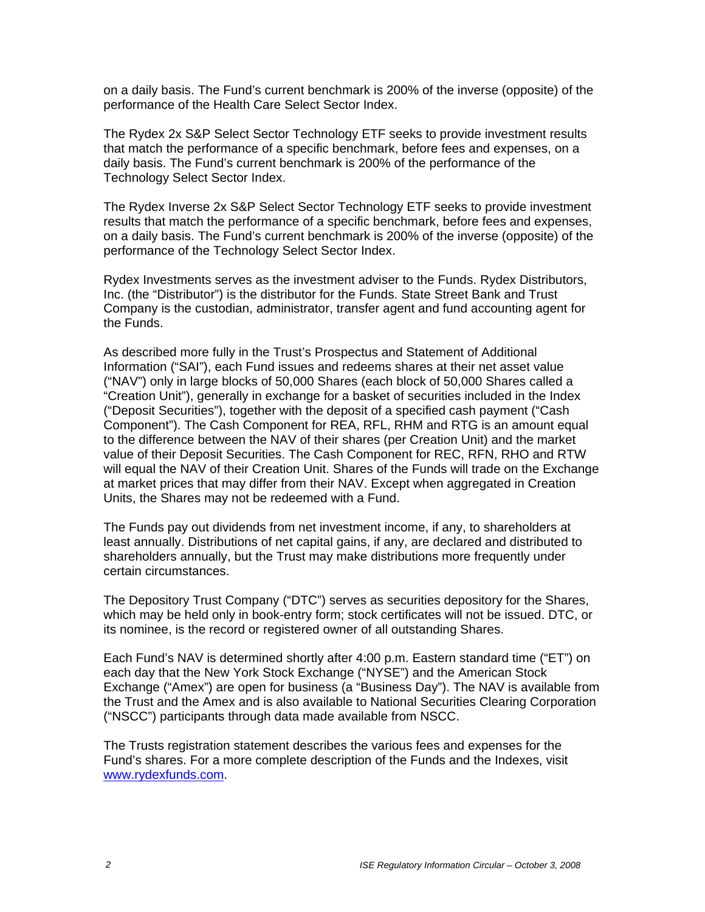on a daily basis. The Fund's current benchmark is 200% of the inverse (opposite) of the performance of the Health Care Select Sector Index.

The Rydex 2x S&P Select Sector Technology ETF seeks to provide investment results that match the performance of a specific benchmark, before fees and expenses, on a daily basis. The Fund's current benchmark is 200% of the performance of the Technology Select Sector Index.

The Rydex Inverse 2x S&P Select Sector Technology ETF seeks to provide investment results that match the performance of a specific benchmark, before fees and expenses, on a daily basis. The Fund's current benchmark is 200% of the inverse (opposite) of the performance of the Technology Select Sector Index.

Rydex Investments serves as the investment adviser to the Funds. Rydex Distributors, Inc. (the "Distributor") is the distributor for the Funds. State Street Bank and Trust Company is the custodian, administrator, transfer agent and fund accounting agent for the Funds.

As described more fully in the Trust's Prospectus and Statement of Additional Information ("SAI"), each Fund issues and redeems shares at their net asset value ("NAV") only in large blocks of 50,000 Shares (each block of 50,000 Shares called a "Creation Unit"), generally in exchange for a basket of securities included in the Index ("Deposit Securities"), together with the deposit of a specified cash payment ("Cash Component"). The Cash Component for REA, RFL, RHM and RTG is an amount equal to the difference between the NAV of their shares (per Creation Unit) and the market value of their Deposit Securities. The Cash Component for REC, RFN, RHO and RTW will equal the NAV of their Creation Unit. Shares of the Funds will trade on the Exchange at market prices that may differ from their NAV. Except when aggregated in Creation Units, the Shares may not be redeemed with a Fund.

The Funds pay out dividends from net investment income, if any, to shareholders at least annually. Distributions of net capital gains, if any, are declared and distributed to shareholders annually, but the Trust may make distributions more frequently under certain circumstances.

The Depository Trust Company ("DTC") serves as securities depository for the Shares, which may be held only in book-entry form; stock certificates will not be issued. DTC, or its nominee, is the record or registered owner of all outstanding Shares.

Each Fund's NAV is determined shortly after 4:00 p.m. Eastern standard time ("ET") on each day that the New York Stock Exchange ("NYSE") and the American Stock Exchange ("Amex") are open for business (a "Business Day"). The NAV is available from the Trust and the Amex and is also available to National Securities Clearing Corporation ("NSCC") participants through data made available from NSCC.

The Trusts registration statement describes the various fees and expenses for the Fund's shares. For a more complete description of the Funds and the Indexes, visit [www.rydexfunds.com](http://www.rydexfunds.com).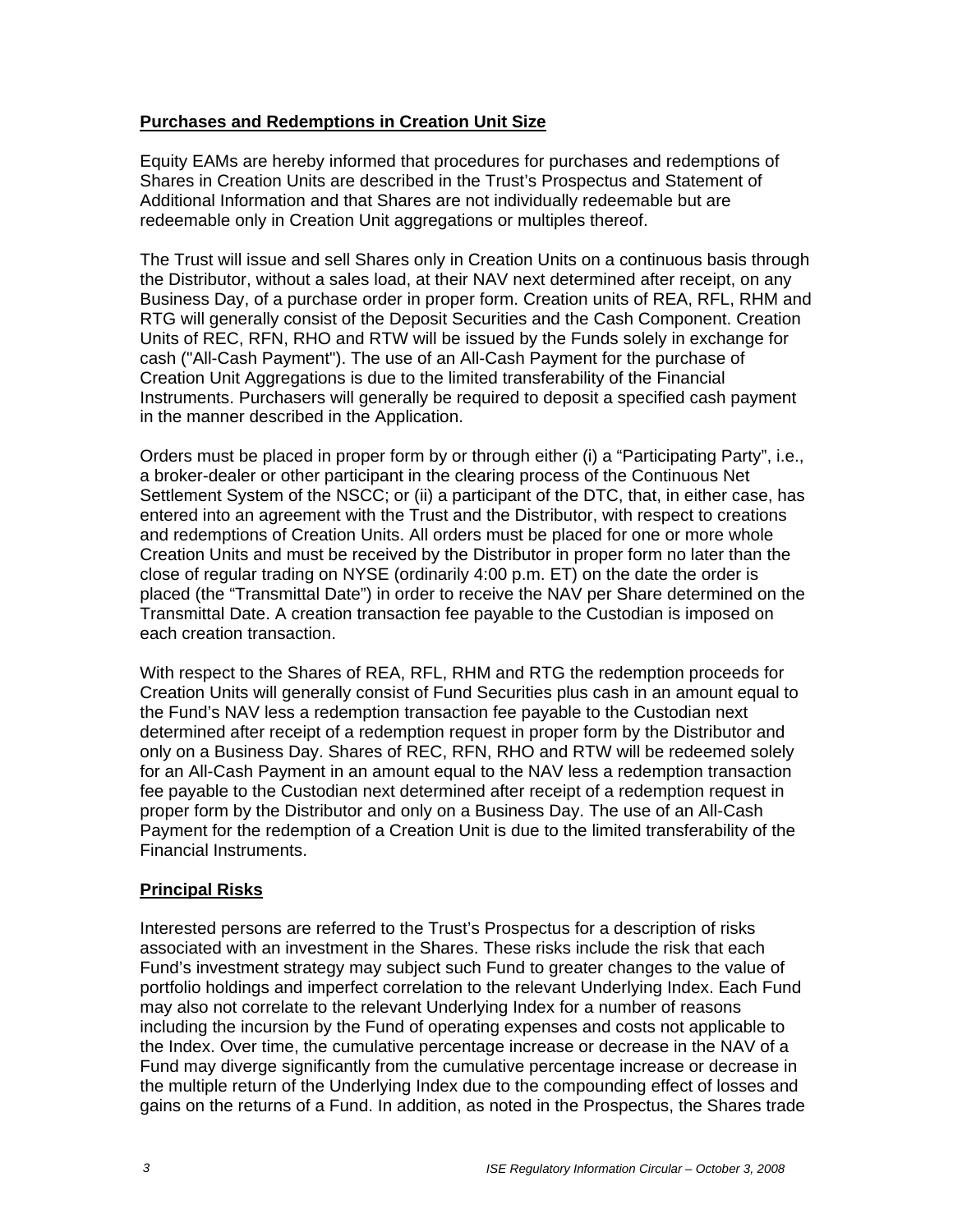**Purchases and Redemptions in Creation Unit Size**

Equity EAMs are hereby informed that procedures for purchases and redemptions of Shares in Creation Units are described in the Trust's Prospectus and Statement of Additional Information and that Shares are not individually redeemable but are redeemable only in Creation Unit aggregations or multiples thereof.

The Trust will issue and sell Shares only in Creation Units on a continuous basis through the Distributor, without a sales load, at their NAV next determined after receipt, on any Business Day, of a purchase order in proper form. Creation units of REA, RFL, RHM and RTG will generally consist of the Deposit Securities and the Cash Component. Creation Units of REC, RFN, RHO and RTW will be issued by the Funds solely in exchange for cash ("All-Cash Payment"). The use of an All-Cash Payment for the purchase of Creation Unit Aggregations is due to the limited transferability of the Financial Instruments. Purchasers will generally be required to deposit a specified cash payment in the manner described in the Application.

Orders must be placed in proper form by or through either (i) a "Participating Party", i.e., a broker-dealer or other participant in the clearing process of the Continuous Net Settlement System of the NSCC; or (ii) a participant of the DTC, that, in either case, has entered into an agreement with the Trust and the Distributor, with respect to creations and redemptions of Creation Units. All orders must be placed for one or more whole Creation Units and must be received by the Distributor in proper form no later than the close of regular trading on NYSE (ordinarily 4:00 p.m. ET) on the date the order is placed (the "Transmittal Date") in order to receive the NAV per Share determined on the Transmittal Date. A creation transaction fee payable to the Custodian is imposed on each creation transaction.

With respect to the Shares of REA, RFL, RHM and RTG the redemption proceeds for Creation Units will generally consist of Fund Securities plus cash in an amount equal to the Fund's NAV less a redemption transaction fee payable to the Custodian next determined after receipt of a redemption request in proper form by the Distributor and only on a Business Day. Shares of REC, RFN, RHO and RTW will be redeemed solely for an All-Cash Payment in an amount equal to the NAV less a redemption transaction fee payable to the Custodian next determined after receipt of a redemption request in proper form by the Distributor and only on a Business Day. The use of an All-Cash Payment for the redemption of a Creation Unit is due to the limited transferability of the Financial Instruments.

**Principal Risks**

Interested persons are referred to the Trust's Prospectus for a description of risks associated with an investment in the Shares. These risks include the risk that each Fund's investment strategy may subject such Fund to greater changes to the value of portfolio holdings and imperfect correlation to the relevant Underlying Index. Each Fund may also not correlate to the relevant Underlying Index for a number of reasons including the incursion by the Fund of operating expenses and costs not applicable to the Index. Over time, the cumulative percentage increase or decrease in the NAV of a Fund may diverge significantly from the cumulative percentage increase or decrease in the multiple return of the Underlying Index due to the compounding effect of losses and gains on the returns of a Fund. In addition, as noted in the Prospectus, the Shares trade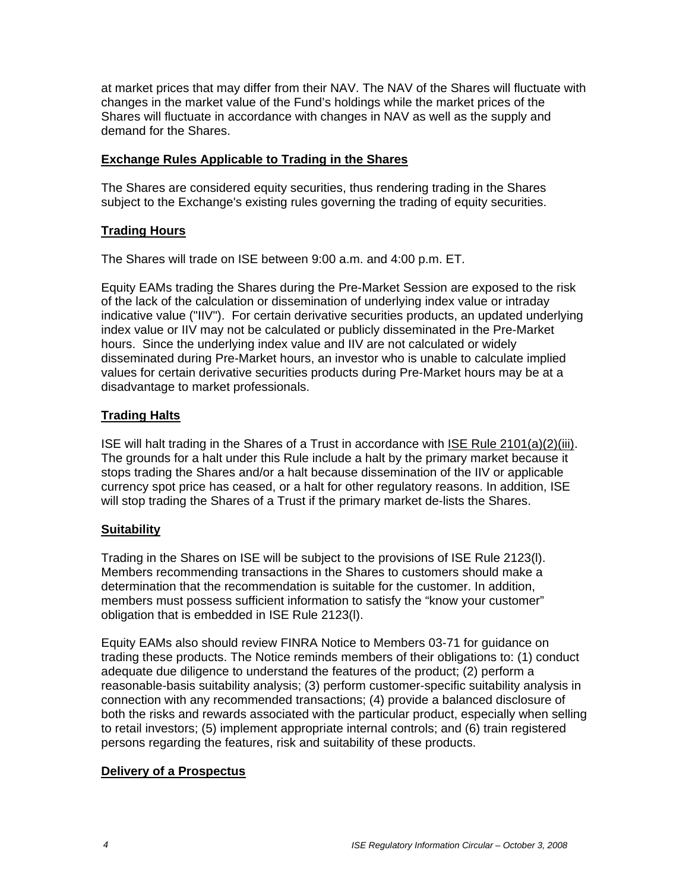at market prices that may differ from their NAV. The NAV of the Shares will fluctuate with changes in the market value of the Fund's holdings while the market prices of the Shares will fluctuate in accordance with changes in NAV as well as the supply and demand for the Shares.

**Exchange Rules Applicable to Trading in the Shares**

The Shares are considered equity securities, thus rendering trading in the Shares subject to the Exchange's existing rules governing the trading of equity securities.

**Trading Hours**

The Shares will trade on ISE between 9:00 a.m. and 4:00 p.m. ET.

Equity EAMs trading the Shares during the Pre-Market Session are exposed to the risk of the lack of the calculation or dissemination of underlying index value or intraday indicative value ("IIV"). For certain derivative securities products, an updated underlying index value or IIV may not be calculated or publicly disseminated in the Pre-Market hours. Since the underlying index value and IIV are not calculated or widely disseminated during Pre-Market hours, an investor who is unable to calculate implied values for certain derivative securities products during Pre-Market hours may be at a disadvantage to market professionals.

**Trading Halts**

ISE will halt trading in the Shares of a Trust in accordance with ISE Rule 2101(a)(2)(iii). The grounds for a halt under this Rule include a halt by the primary market because it stops trading the Shares and/or a halt because dissemination of the IIV or applicable currency spot price has ceased, or a halt for other regulatory reasons. In addition, ISE will stop trading the Shares of a Trust if the primary market de-lists the Shares.

**Suitability**

Trading in the Shares on ISE will be subject to the provisions of ISE Rule 2123(l). Members recommending transactions in the Shares to customers should make a determination that the recommendation is suitable for the customer. In addition, members must possess sufficient information to satisfy the "know your customer" obligation that is embedded in ISE Rule 2123(l).

Equity EAMs also should review FINRA Notice to Members 03-71 for guidance on trading these products. The Notice reminds members of their obligations to: (1) conduct adequate due diligence to understand the features of the product; (2) perform a reasonable-basis suitability analysis; (3) perform customer-specific suitability analysis in connection with any recommended transactions; (4) provide a balanced disclosure of both the risks and rewards associated with the particular product, especially when selling to retail investors; (5) implement appropriate internal controls; and (6) train registered persons regarding the features, risk and suitability of these products.

**Delivery of a Prospectus**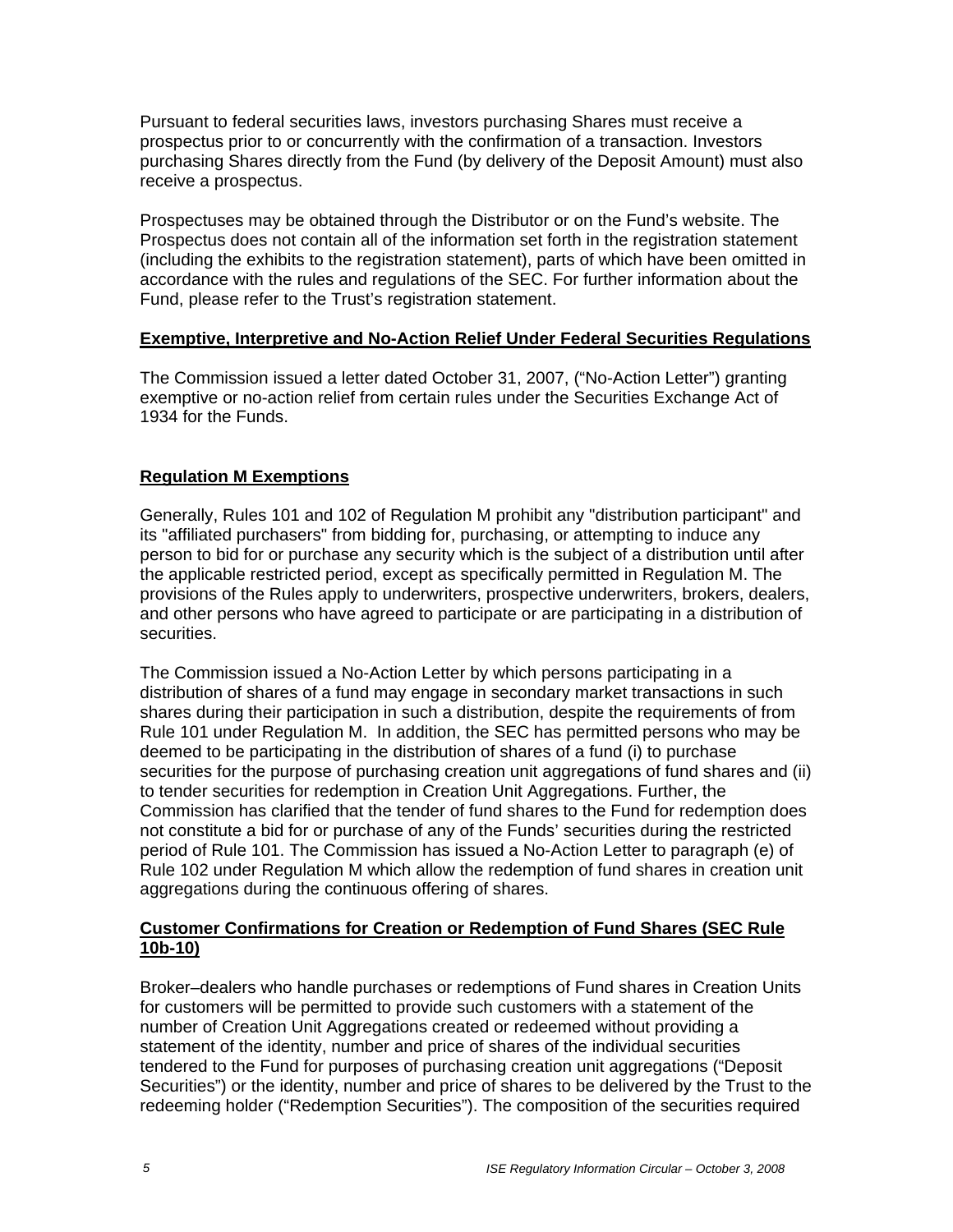Pursuant to federal securities laws, investors purchasing Shares must receive a prospectus prior to or concurrently with the confirmation of a transaction. Investors purchasing Shares directly from the Fund (by delivery of the Deposit Amount) must also receive a prospectus.

Prospectuses may be obtained through the Distributor or on the Fund's website. The Prospectus does not contain all of the information set forth in the registration statement (including the exhibits to the registration statement), parts of which have been omitted in accordance with the rules and regulations of the SEC. For further information about the Fund, please refer to the Trust's registration statement.

**Exemptive, Interpretive and No-Action Relief Under Federal Securities Regulations**

The Commission issued a letter dated October 31, 2007, ("No-Action Letter") granting exemptive or no-action relief from certain rules under the Securities Exchange Act of 1934 for the Funds.

**Regulation M Exemptions**

Generally, Rules 101 and 102 of Regulation M prohibit any "distribution participant" and its "affiliated purchasers" from bidding for, purchasing, or attempting to induce any person to bid for or purchase any security which is the subject of a distribution until after the applicable restricted period, except as specifically permitted in Regulation M. The provisions of the Rules apply to underwriters, prospective underwriters, brokers, dealers, and other persons who have agreed to participate or are participating in a distribution of securities.

The Commission issued a No-Action Letter by which persons participating in a distribution of shares of a fund may engage in secondary market transactions in such shares during their participation in such a distribution, despite the requirements of from Rule 101 under Regulation M. In addition, the SEC has permitted persons who may be deemed to be participating in the distribution of shares of a fund (i) to purchase securities for the purpose of purchasing creation unit aggregations of fund shares and (ii) to tender securities for redemption in Creation Unit Aggregations. Further, the Commission has clarified that the tender of fund shares to the Fund for redemption does not constitute a bid for or purchase of any of the Funds' securities during the restricted period of Rule 101. The Commission has issued a No-Action Letter to paragraph (e) of Rule 102 under Regulation M which allow the redemption of fund shares in creation unit aggregations during the continuous offering of shares.

**Customer Confirmations for Creation or Redemption of Fund Shares (SEC Rule 10b-10)**

Broker–dealers who handle purchases or redemptions of Fund shares in Creation Units for customers will be permitted to provide such customers with a statement of the number of Creation Unit Aggregations created or redeemed without providing a statement of the identity, number and price of shares of the individual securities tendered to the Fund for purposes of purchasing creation unit aggregations ("Deposit Securities") or the identity, number and price of shares to be delivered by the Trust to the redeeming holder ("Redemption Securities"). The composition of the securities required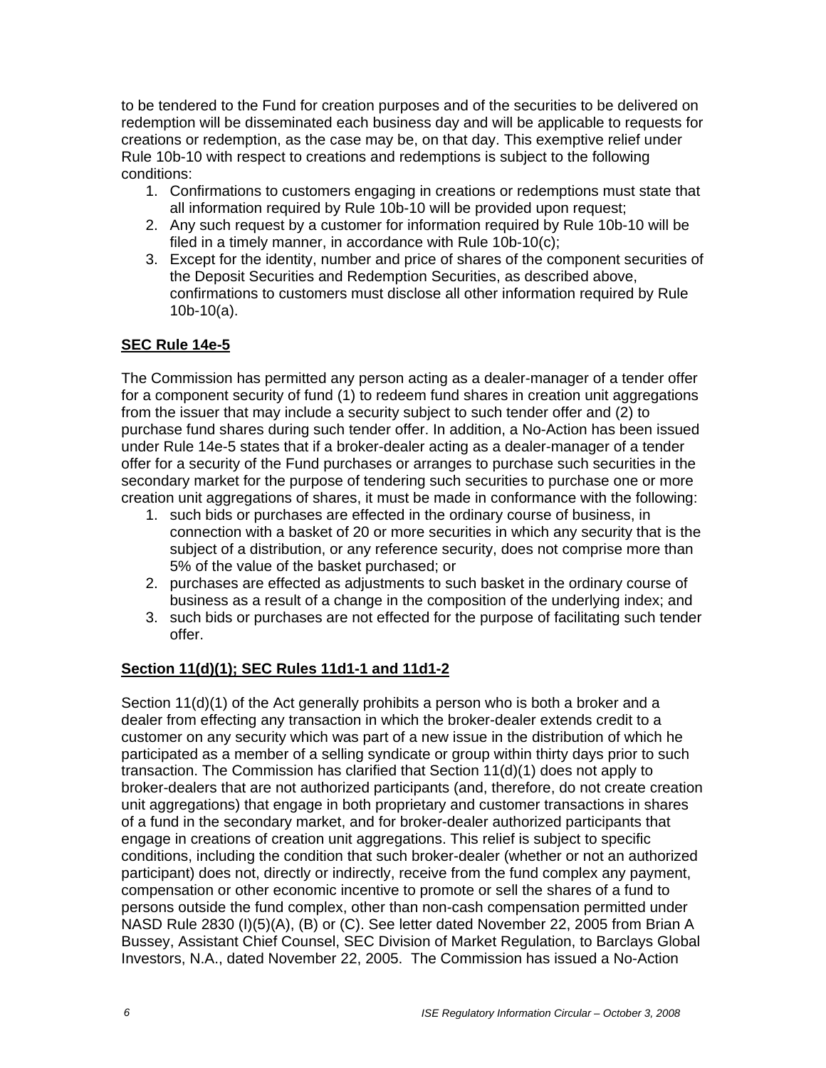to be tendered to the Fund for creation purposes and of the securities to be delivered on redemption will be disseminated each business day and will be applicable to requests for creations or redemption, as the case may be, on that day. This exemptive relief under Rule 10b-10 with respect to creations and redemptions is subject to the following conditions:

1. Confirmations to customers engaging in creations or redemptions must state that all information required by Rule 10b-10 will be provided upon request;
2. Any such request by a customer for information required by Rule 10b-10 will be filed in a timely manner, in accordance with Rule 10b-10(c);
3. Except for the identity, number and price of shares of the component securities of the Deposit Securities and Redemption Securities, as described above, confirmations to customers must disclose all other information required by Rule 10b-10(a).

**SEC Rule 14e-5**

The Commission has permitted any person acting as a dealer-manager of a tender offer for a component security of fund (1) to redeem fund shares in creation unit aggregations from the issuer that may include a security subject to such tender offer and (2) to purchase fund shares during such tender offer. In addition, a No-Action has been issued under Rule 14e-5 states that if a broker-dealer acting as a dealer-manager of a tender offer for a security of the Fund purchases or arranges to purchase such securities in the secondary market for the purpose of tendering such securities to purchase one or more creation unit aggregations of shares, it must be made in conformance with the following:

1. such bids or purchases are effected in the ordinary course of business, in connection with a basket of 20 or more securities in which any security that is the subject of a distribution, or any reference security, does not comprise more than 5% of the value of the basket purchased; or
2. purchases are effected as adjustments to such basket in the ordinary course of business as a result of a change in the composition of the underlying index; and
3. such bids or purchases are not effected for the purpose of facilitating such tender offer.

**Section 11(d)(1); SEC Rules 11d1-1 and 11d1-2**

Section 11(d)(1) of the Act generally prohibits a person who is both a broker and a dealer from effecting any transaction in which the broker-dealer extends credit to a customer on any security which was part of a new issue in the distribution of which he participated as a member of a selling syndicate or group within thirty days prior to such transaction. The Commission has clarified that Section 11(d)(1) does not apply to broker-dealers that are not authorized participants (and, therefore, do not create creation unit aggregations) that engage in both proprietary and customer transactions in shares of a fund in the secondary market, and for broker-dealer authorized participants that engage in creations of creation unit aggregations. This relief is subject to specific conditions, including the condition that such broker-dealer (whether or not an authorized participant) does not, directly or indirectly, receive from the fund complex any payment, compensation or other economic incentive to promote or sell the shares of a fund to persons outside the fund complex, other than non-cash compensation permitted under NASD Rule 2830 (I)(5)(A), (B) or (C). See letter dated November 22, 2005 from Brian A Bussey, Assistant Chief Counsel, SEC Division of Market Regulation, to Barclays Global Investors, N.A., dated November 22, 2005. The Commission has issued a No-Action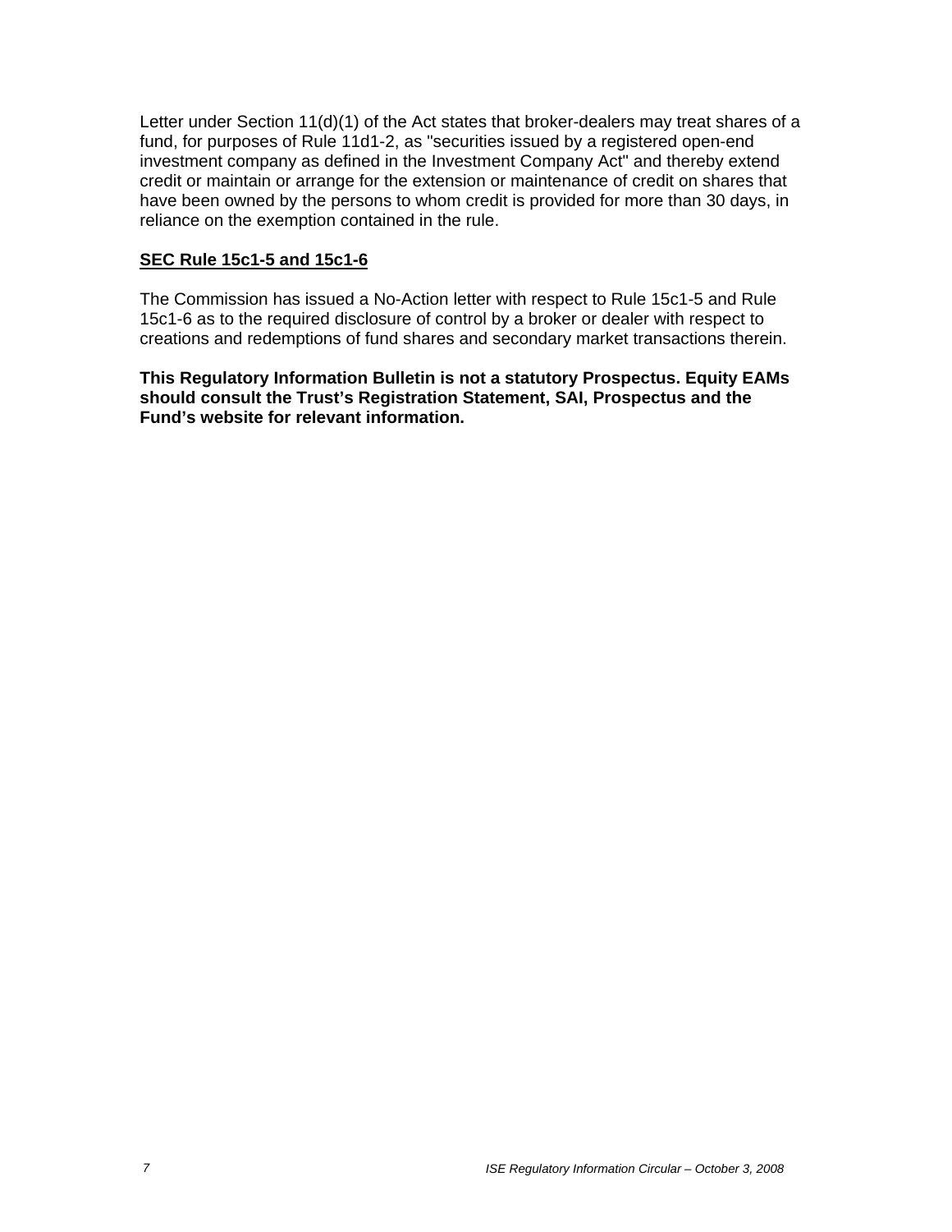Letter under Section 11(d)(1) of the Act states that broker-dealers may treat shares of a fund, for purposes of Rule 11d1-2, as "securities issued by a registered open-end investment company as defined in the Investment Company Act" and thereby extend credit or maintain or arrange for the extension or maintenance of credit on shares that have been owned by the persons to whom credit is provided for more than 30 days, in reliance on the exemption contained in the rule.

**SEC Rule 15c1-5 and 15c1-6**

The Commission has issued a No-Action letter with respect to Rule 15c1-5 and Rule 15c1-6 as to the required disclosure of control by a broker or dealer with respect to creations and redemptions of fund shares and secondary market transactions therein.

**This Regulatory Information Bulletin is not a statutory Prospectus. Equity EAMs should consult the Trust's Registration Statement, SAI, Prospectus and the Fund's website for relevant information.**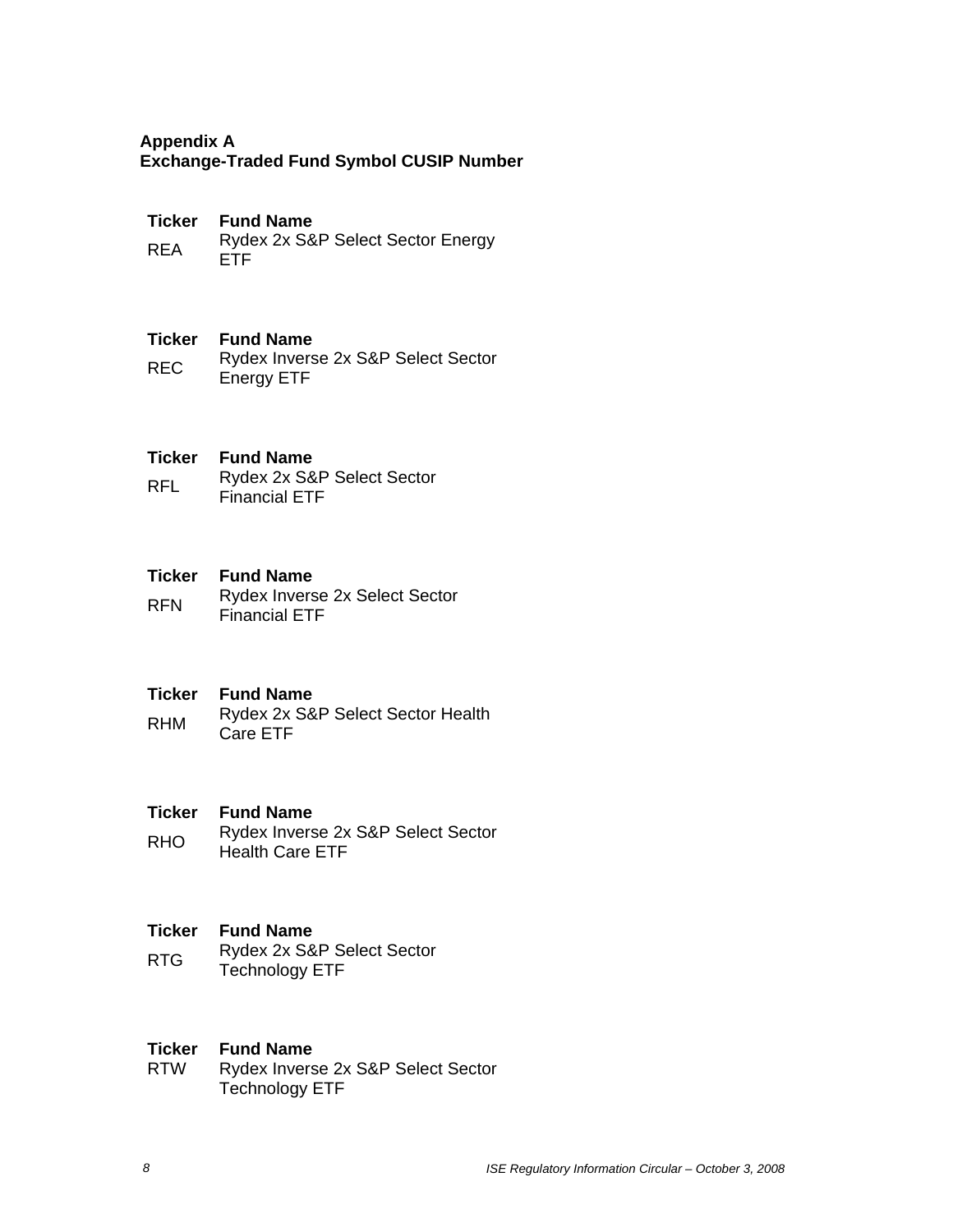**Appendix A**
**Exchange-Traded Fund Symbol CUSIP Number**

| Ticker | Fund Name |
|---|---|
| REA | Rydex 2x S&P Select Sector Energy ETF |

| Ticker | Fund Name |
|---|---|
| REC | Rydex Inverse 2x S&P Select Sector Energy ETF |

| Ticker | Fund Name |
|---|---|
| RFL | Rydex 2x S&P Select Sector Financial ETF |

| Ticker | Fund Name |
|---|---|
| RFN | Rydex Inverse 2x Select Sector Financial ETF |

| Ticker | Fund Name |
|---|---|
| RHM | Rydex 2x S&P Select Sector Health Care ETF |

| Ticker | Fund Name |
|---|---|
| RHO | Rydex Inverse 2x S&P Select Sector Health Care ETF |

| Ticker | Fund Name |
|---|---|
| RTG | Rydex 2x S&P Select Sector Technology ETF |

| Ticker | Fund Name |
|---|---|
| RTW | Rydex Inverse 2x S&P Select Sector Technology ETF |